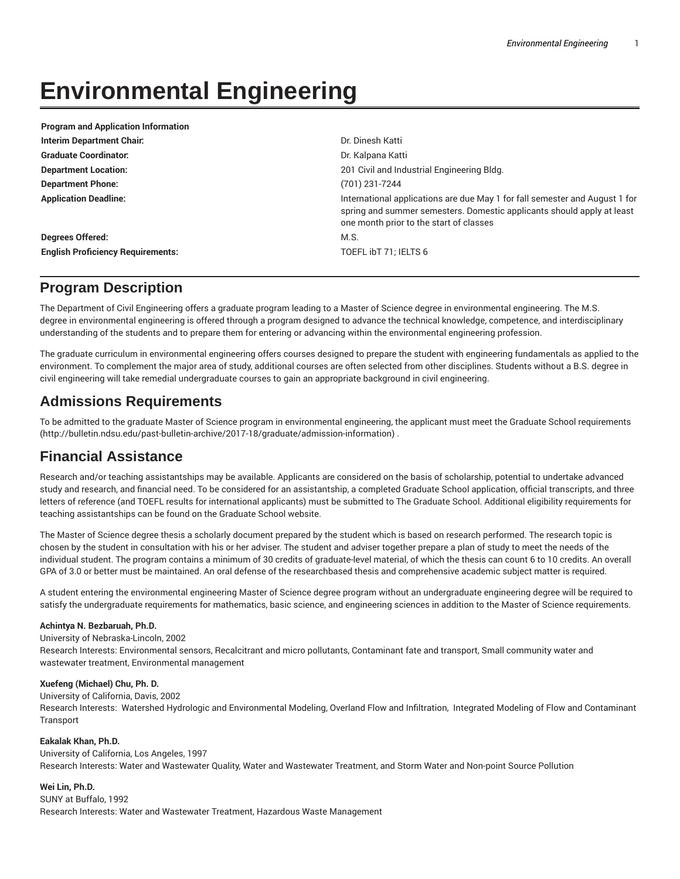# Environmental Engineering

| Program and Application Information | |
| --- | --- |
| **Interim Department Chair:** | Dr. Dinesh Katti |
| **Graduate Coordinator:** | Dr. Kalpana Katti |
| **Department Location:** | 201 Civil and Industrial Engineering Bldg. |
| **Department Phone:** | (701) 231-7244 |
| **Application Deadline:** | International applications are due May 1 for fall semester and August 1 for spring and summer semesters. Domestic applicants should apply at least one month prior to the start of classes |
| **Degrees Offered:** | M.S. |
| **English Proficiency Requirements:** | TOEFL ibT 71; IELTS 6 |

## Program Description

The Department of Civil Engineering offers a graduate program leading to a Master of Science degree in environmental engineering. The M.S. degree in environmental engineering is offered through a program designed to advance the technical knowledge, competence, and interdisciplinary understanding of the students and to prepare them for entering or advancing within the environmental engineering profession.

The graduate curriculum in environmental engineering offers courses designed to prepare the student with engineering fundamentals as applied to the environment. To complement the major area of study, additional courses are often selected from other disciplines. Students without a B.S. degree in civil engineering will take remedial undergraduate courses to gain an appropriate background in civil engineering.

## Admissions Requirements

To be admitted to the graduate Master of Science program in environmental engineering, the applicant must meet the Graduate School requirements (http://bulletin.ndsu.edu/past-bulletin-archive/2017-18/graduate/admission-information) .

## Financial Assistance

Research and/or teaching assistantships may be available. Applicants are considered on the basis of scholarship, potential to undertake advanced study and research, and financial need. To be considered for an assistantship, a completed Graduate School application, official transcripts, and three letters of reference (and TOEFL results for international applicants) must be submitted to The Graduate School. Additional eligibility requirements for teaching assistantships can be found on the Graduate School website.

The Master of Science degree thesis a scholarly document prepared by the student which is based on research performed. The research topic is chosen by the student in consultation with his or her adviser. The student and adviser together prepare a plan of study to meet the needs of the individual student. The program contains a minimum of 30 credits of graduate-level material, of which the thesis can count 6 to 10 credits. An overall GPA of 3.0 or better must be maintained. An oral defense of the researchbased thesis and comprehensive academic subject matter is required.

A student entering the environmental engineering Master of Science degree program without an undergraduate engineering degree will be required to satisfy the undergraduate requirements for mathematics, basic science, and engineering sciences in addition to the Master of Science requirements.

**Achintya N. Bezbaruah, Ph.D.**
University of Nebraska-Lincoln, 2002
Research Interests: Environmental sensors, Recalcitrant and micro pollutants, Contaminant fate and transport, Small community water and wastewater treatment, Environmental management

**Xuefeng (Michael) Chu, Ph. D.**
University of California, Davis, 2002
Research Interests: Watershed Hydrologic and Environmental Modeling, Overland Flow and Infiltration, Integrated Modeling of Flow and Contaminant Transport

**Eakalak Khan, Ph.D.**
University of California, Los Angeles, 1997
Research Interests: Water and Wastewater Quality, Water and Wastewater Treatment, and Storm Water and Non-point Source Pollution

**Wei Lin, Ph.D.**
SUNY at Buffalo, 1992
Research Interests: Water and Wastewater Treatment, Hazardous Waste Management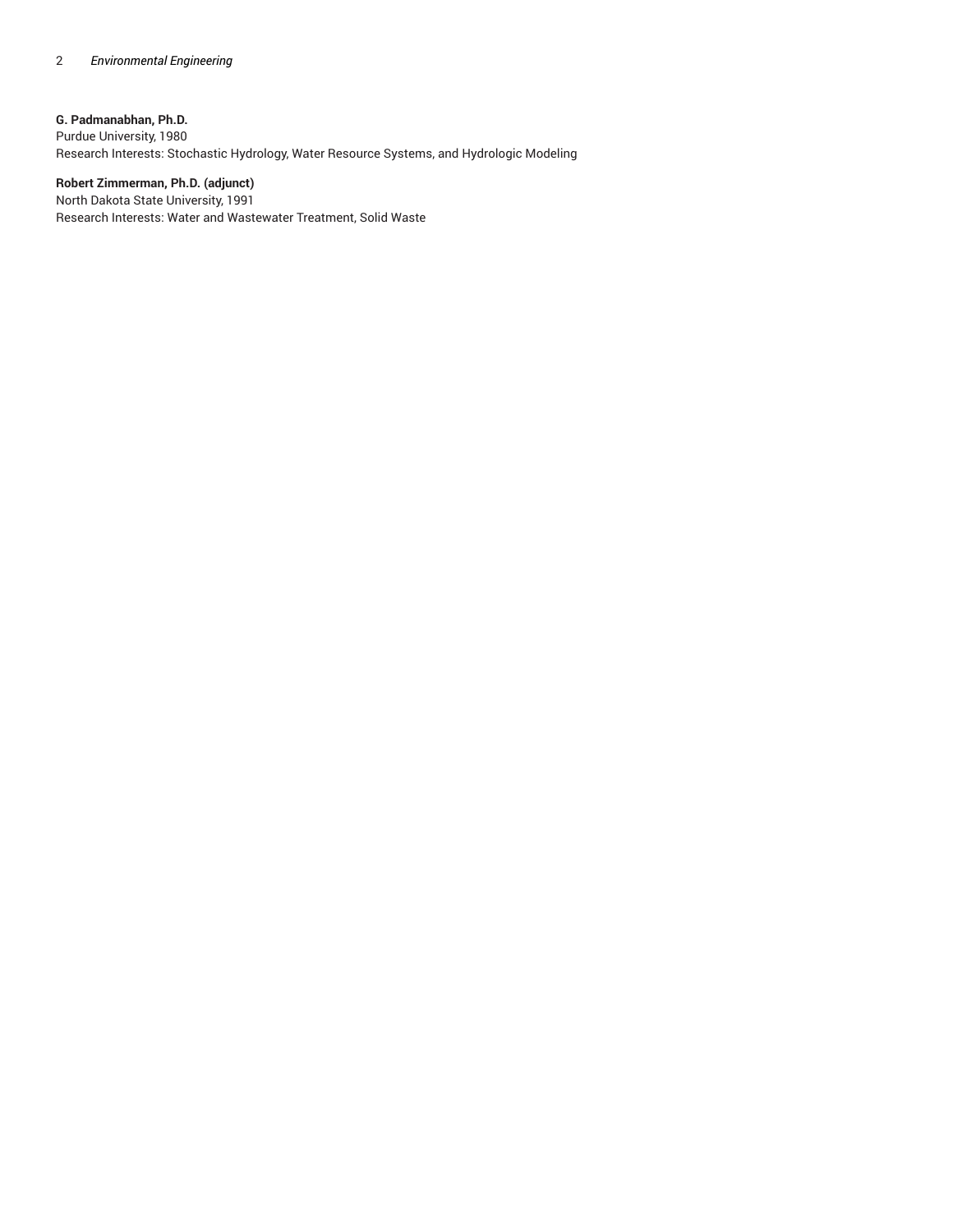**G. Padmanabhan, Ph.D.**
Purdue University, 1980
Research Interests: Stochastic Hydrology, Water Resource Systems, and Hydrologic Modeling

**Robert Zimmerman, Ph.D. (adjunct)**
North Dakota State University, 1991
Research Interests: Water and Wastewater Treatment, Solid Waste